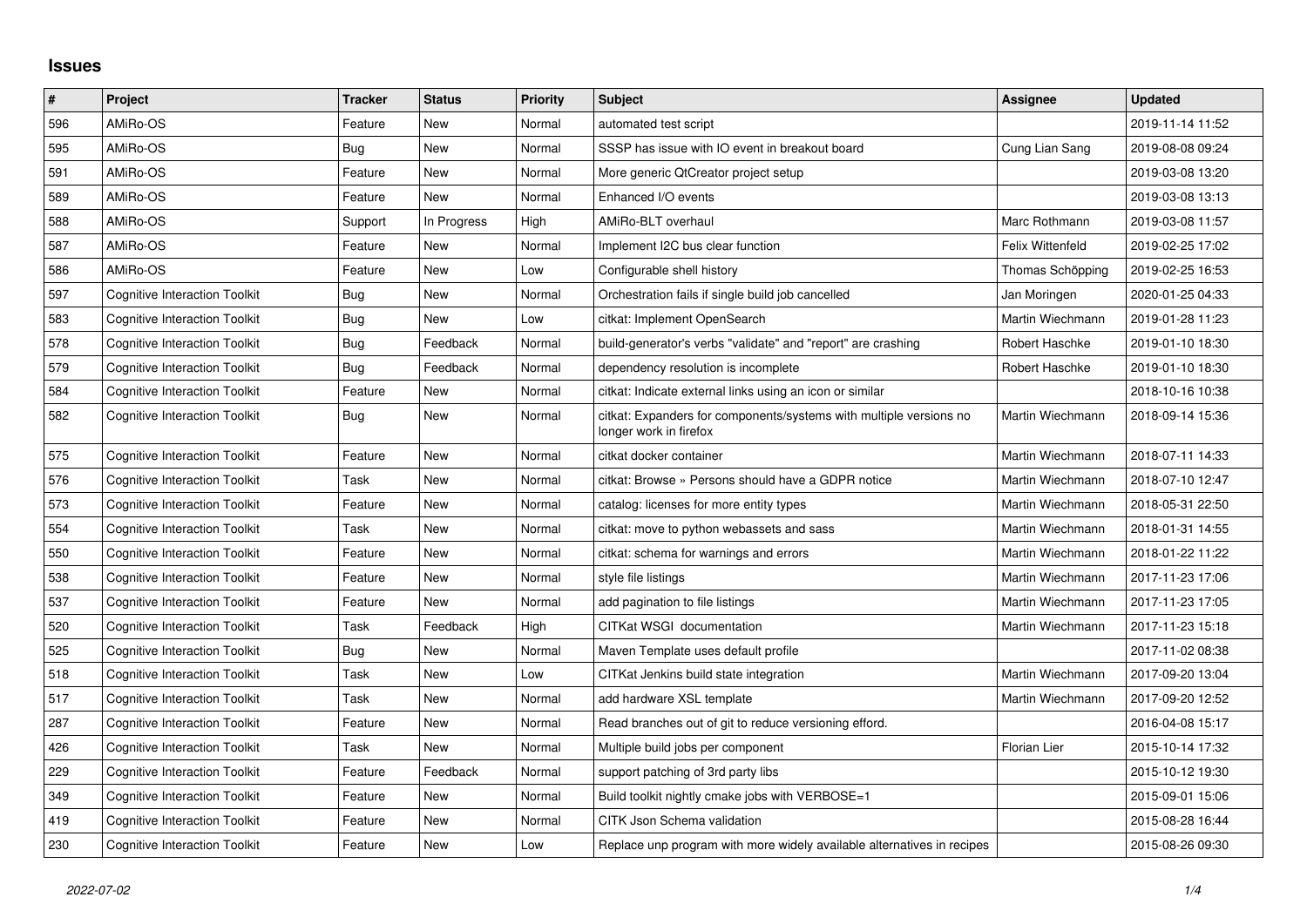## Issues

| # | Project | Tracker | Status | Priority | Subject | Assignee | Updated |
|---|---|---|---|---|---|---|---|
| 596 | AMiRo-OS | Feature | New | Normal | automated test script | | 2019-11-14 11:52 |
| 595 | AMiRo-OS | Bug | New | Normal | SSSP has issue with IO event in breakout board | Cung Lian Sang | 2019-08-08 09:24 |
| 591 | AMiRo-OS | Feature | New | Normal | More generic QtCreator project setup | | 2019-03-08 13:20 |
| 589 | AMiRo-OS | Feature | New | Normal | Enhanced I/O events | | 2019-03-08 13:13 |
| 588 | AMiRo-OS | Support | In Progress | High | AMiRo-BLT overhaul | Marc Rothmann | 2019-03-08 11:57 |
| 587 | AMiRo-OS | Feature | New | Normal | Implement I2C bus clear function | Felix Wittenfeld | 2019-02-25 17:02 |
| 586 | AMiRo-OS | Feature | New | Low | Configurable shell history | Thomas Schöpping | 2019-02-25 16:53 |
| 597 | Cognitive Interaction Toolkit | Bug | New | Normal | Orchestration fails if single build job cancelled | Jan Moringen | 2020-01-25 04:33 |
| 583 | Cognitive Interaction Toolkit | Bug | New | Low | citkat: Implement OpenSearch | Martin Wiechmann | 2019-01-28 11:23 |
| 578 | Cognitive Interaction Toolkit | Bug | Feedback | Normal | build-generator's verbs "validate" and "report" are crashing | Robert Haschke | 2019-01-10 18:30 |
| 579 | Cognitive Interaction Toolkit | Bug | Feedback | Normal | dependency resolution is incomplete | Robert Haschke | 2019-01-10 18:30 |
| 584 | Cognitive Interaction Toolkit | Feature | New | Normal | citkat: Indicate external links using an icon or similar | | 2018-10-16 10:38 |
| 582 | Cognitive Interaction Toolkit | Bug | New | Normal | citkat: Expanders for components/systems with multiple versions no longer work in firefox | Martin Wiechmann | 2018-09-14 15:36 |
| 575 | Cognitive Interaction Toolkit | Feature | New | Normal | citkat docker container | Martin Wiechmann | 2018-07-11 14:33 |
| 576 | Cognitive Interaction Toolkit | Task | New | Normal | citkat: Browse » Persons should have a GDPR notice | Martin Wiechmann | 2018-07-10 12:47 |
| 573 | Cognitive Interaction Toolkit | Feature | New | Normal | catalog: licenses for more entity types | Martin Wiechmann | 2018-05-31 22:50 |
| 554 | Cognitive Interaction Toolkit | Task | New | Normal | citkat: move to python webassets and sass | Martin Wiechmann | 2018-01-31 14:55 |
| 550 | Cognitive Interaction Toolkit | Feature | New | Normal | citkat: schema for warnings and errors | Martin Wiechmann | 2018-01-22 11:22 |
| 538 | Cognitive Interaction Toolkit | Feature | New | Normal | style file listings | Martin Wiechmann | 2017-11-23 17:06 |
| 537 | Cognitive Interaction Toolkit | Feature | New | Normal | add pagination to file listings | Martin Wiechmann | 2017-11-23 17:05 |
| 520 | Cognitive Interaction Toolkit | Task | Feedback | High | CITKat WSGI documentation | Martin Wiechmann | 2017-11-23 15:18 |
| 525 | Cognitive Interaction Toolkit | Bug | New | Normal | Maven Template uses default profile | | 2017-11-02 08:38 |
| 518 | Cognitive Interaction Toolkit | Task | New | Low | CITKat Jenkins build state integration | Martin Wiechmann | 2017-09-20 13:04 |
| 517 | Cognitive Interaction Toolkit | Task | New | Normal | add hardware XSL template | Martin Wiechmann | 2017-09-20 12:52 |
| 287 | Cognitive Interaction Toolkit | Feature | New | Normal | Read branches out of git to reduce versioning efford. | | 2016-04-08 15:17 |
| 426 | Cognitive Interaction Toolkit | Task | New | Normal | Multiple build jobs per component | Florian Lier | 2015-10-14 17:32 |
| 229 | Cognitive Interaction Toolkit | Feature | Feedback | Normal | support patching of 3rd party libs | | 2015-10-12 19:30 |
| 349 | Cognitive Interaction Toolkit | Feature | New | Normal | Build toolkit nightly cmake jobs with VERBOSE=1 | | 2015-09-01 15:06 |
| 419 | Cognitive Interaction Toolkit | Feature | New | Normal | CITK Json Schema validation | | 2015-08-28 16:44 |
| 230 | Cognitive Interaction Toolkit | Feature | New | Low | Replace unp program with more widely available alternatives in recipes | | 2015-08-26 09:30 |

*2022-07-02*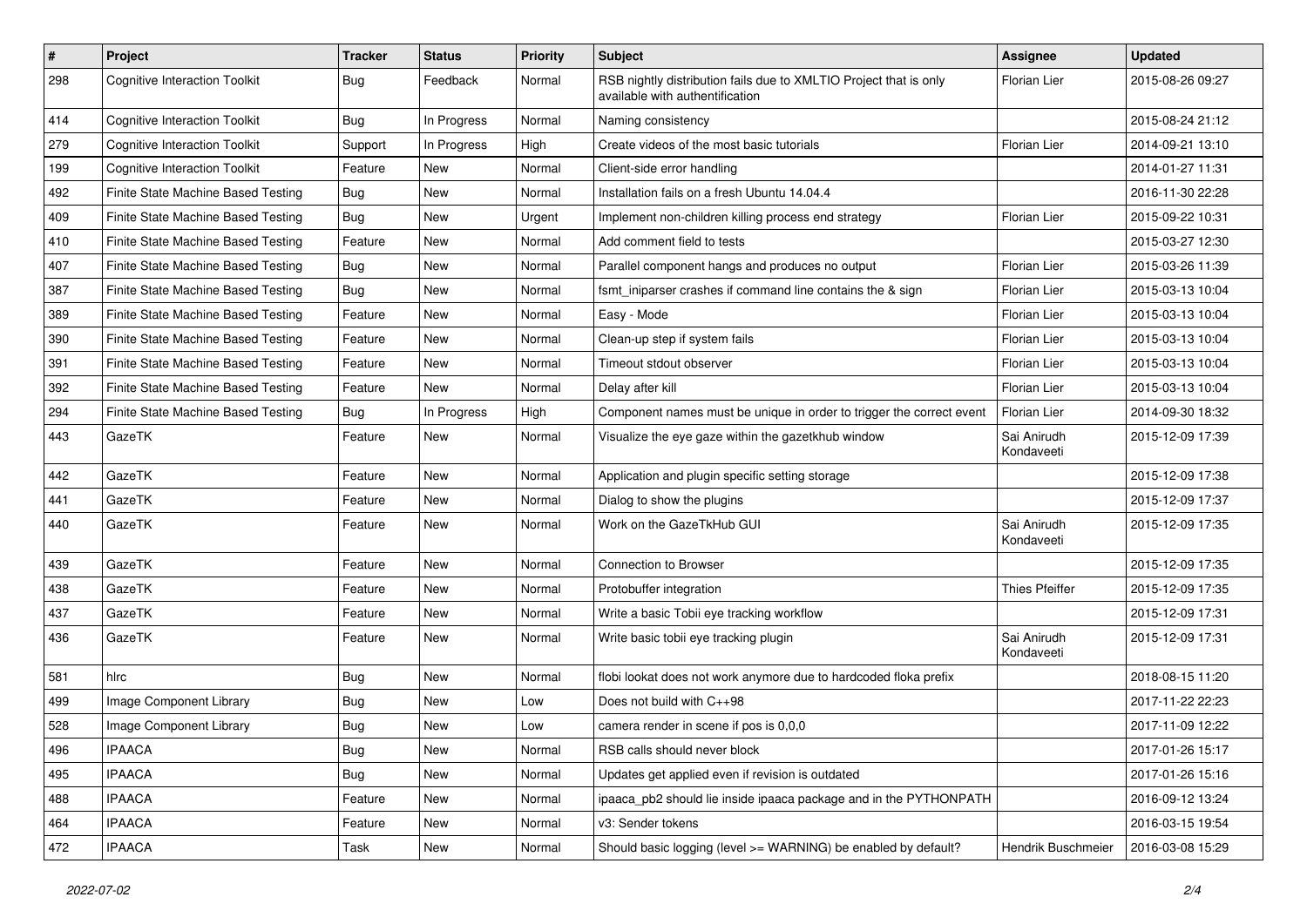| # | Project | Tracker | Status | Priority | Subject | Assignee | Updated |
|---|---|---|---|---|---|---|---|
| 298 | Cognitive Interaction Toolkit | Bug | Feedback | Normal | RSB nightly distribution fails due to XMLTIO Project that is only available with authentification | Florian Lier | 2015-08-26 09:27 |
| 414 | Cognitive Interaction Toolkit | Bug | In Progress | Normal | Naming consistency | | 2015-08-24 21:12 |
| 279 | Cognitive Interaction Toolkit | Support | In Progress | High | Create videos of the most basic tutorials | Florian Lier | 2014-09-21 13:10 |
| 199 | Cognitive Interaction Toolkit | Feature | New | Normal | Client-side error handling | | 2014-01-27 11:31 |
| 492 | Finite State Machine Based Testing | Bug | New | Normal | Installation fails on a fresh Ubuntu 14.04.4 | | 2016-11-30 22:28 |
| 409 | Finite State Machine Based Testing | Bug | New | Urgent | Implement non-children killing process end strategy | Florian Lier | 2015-09-22 10:31 |
| 410 | Finite State Machine Based Testing | Feature | New | Normal | Add comment field to tests | | 2015-03-27 12:30 |
| 407 | Finite State Machine Based Testing | Bug | New | Normal | Parallel component hangs and produces no output | Florian Lier | 2015-03-26 11:39 |
| 387 | Finite State Machine Based Testing | Bug | New | Normal | fsmt_iniparser crashes if command line contains the & sign | Florian Lier | 2015-03-13 10:04 |
| 389 | Finite State Machine Based Testing | Feature | New | Normal | Easy - Mode | Florian Lier | 2015-03-13 10:04 |
| 390 | Finite State Machine Based Testing | Feature | New | Normal | Clean-up step if system fails | Florian Lier | 2015-03-13 10:04 |
| 391 | Finite State Machine Based Testing | Feature | New | Normal | Timeout stdout observer | Florian Lier | 2015-03-13 10:04 |
| 392 | Finite State Machine Based Testing | Feature | New | Normal | Delay after kill | Florian Lier | 2015-03-13 10:04 |
| 294 | Finite State Machine Based Testing | Bug | In Progress | High | Component names must be unique in order to trigger the correct event | Florian Lier | 2014-09-30 18:32 |
| 443 | GazeTK | Feature | New | Normal | Visualize the eye gaze within the gazetkhub window | Sai Anirudh Kondaveeti | 2015-12-09 17:39 |
| 442 | GazeTK | Feature | New | Normal | Application and plugin specific setting storage | | 2015-12-09 17:38 |
| 441 | GazeTK | Feature | New | Normal | Dialog to show the plugins | | 2015-12-09 17:37 |
| 440 | GazeTK | Feature | New | Normal | Work on the GazeTkHub GUI | Sai Anirudh Kondaveeti | 2015-12-09 17:35 |
| 439 | GazeTK | Feature | New | Normal | Connection to Browser | | 2015-12-09 17:35 |
| 438 | GazeTK | Feature | New | Normal | Protobuffer integration | Thies Pfeiffer | 2015-12-09 17:35 |
| 437 | GazeTK | Feature | New | Normal | Write a basic Tobii eye tracking workflow | | 2015-12-09 17:31 |
| 436 | GazeTK | Feature | New | Normal | Write basic tobii eye tracking plugin | Sai Anirudh Kondaveeti | 2015-12-09 17:31 |
| 581 | hlrc | Bug | New | Normal | flobi lookat does not work anymore due to hardcoded floka prefix | | 2018-08-15 11:20 |
| 499 | Image Component Library | Bug | New | Low | Does not build with C++98 | | 2017-11-22 22:23 |
| 528 | Image Component Library | Bug | New | Low | camera render in scene if pos is 0,0,0 | | 2017-11-09 12:22 |
| 496 | IPAACA | Bug | New | Normal | RSB calls should never block | | 2017-01-26 15:17 |
| 495 | IPAACA | Bug | New | Normal | Updates get applied even if revision is outdated | | 2017-01-26 15:16 |
| 488 | IPAACA | Feature | New | Normal | ipaaca_pb2 should lie inside ipaaca package and in the PYTHONPATH | | 2016-09-12 13:24 |
| 464 | IPAACA | Feature | New | Normal | v3: Sender tokens | | 2016-03-15 19:54 |
| 472 | IPAACA | Task | New | Normal | Should basic logging (level >= WARNING) be enabled by default? | Hendrik Buschmeier | 2016-03-08 15:29 |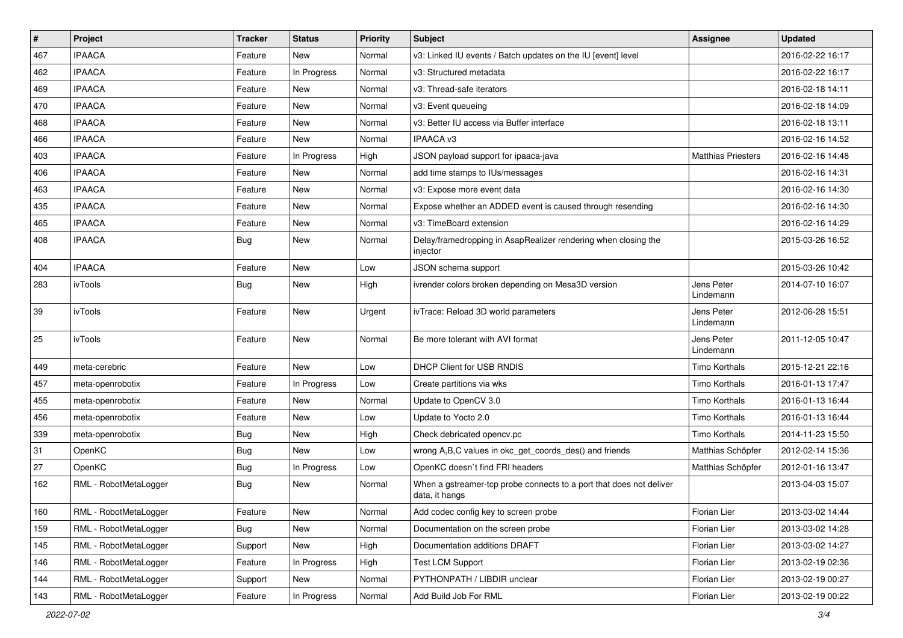| # | Project | Tracker | Status | Priority | Subject | Assignee | Updated |
|---|---|---|---|---|---|---|---|
| 467 | IPAACA | Feature | New | Normal | v3: Linked IU events / Batch updates on the IU [event] level | | 2016-02-22 16:17 |
| 462 | IPAACA | Feature | In Progress | Normal | v3: Structured metadata | | 2016-02-22 16:17 |
| 469 | IPAACA | Feature | New | Normal | v3: Thread-safe iterators | | 2016-02-18 14:11 |
| 470 | IPAACA | Feature | New | Normal | v3: Event queueing | | 2016-02-18 14:09 |
| 468 | IPAACA | Feature | New | Normal | v3: Better IU access via Buffer interface | | 2016-02-18 13:11 |
| 466 | IPAACA | Feature | New | Normal | IPAACA v3 | | 2016-02-16 14:52 |
| 403 | IPAACA | Feature | In Progress | High | JSON payload support for ipaaca-java | Matthias Priesters | 2016-02-16 14:48 |
| 406 | IPAACA | Feature | New | Normal | add time stamps to IUs/messages | | 2016-02-16 14:31 |
| 463 | IPAACA | Feature | New | Normal | v3: Expose more event data | | 2016-02-16 14:30 |
| 435 | IPAACA | Feature | New | Normal | Expose whether an ADDED event is caused through resending | | 2016-02-16 14:30 |
| 465 | IPAACA | Feature | New | Normal | v3: TimeBoard extension | | 2016-02-16 14:29 |
| 408 | IPAACA | Bug | New | Normal | Delay/framedropping in AsapRealizer rendering when closing the injector | | 2015-03-26 16:52 |
| 404 | IPAACA | Feature | New | Low | JSON schema support | | 2015-03-26 10:42 |
| 283 | ivTools | Bug | New | High | ivrender colors broken depending on Mesa3D version | Jens Peter Lindemann | 2014-07-10 16:07 |
| 39 | ivTools | Feature | New | Urgent | ivTrace: Reload 3D world parameters | Jens Peter Lindemann | 2012-06-28 15:51 |
| 25 | ivTools | Feature | New | Normal | Be more tolerant with AVI format | Jens Peter Lindemann | 2011-12-05 10:47 |
| 449 | meta-cerebric | Feature | New | Low | DHCP Client for USB RNDIS | Timo Korthals | 2015-12-21 22:16 |
| 457 | meta-openrobotix | Feature | In Progress | Low | Create partitions via wks | Timo Korthals | 2016-01-13 17:47 |
| 455 | meta-openrobotix | Feature | New | Normal | Update to OpenCV 3.0 | Timo Korthals | 2016-01-13 16:44 |
| 456 | meta-openrobotix | Feature | New | Low | Update to Yocto 2.0 | Timo Korthals | 2016-01-13 16:44 |
| 339 | meta-openrobotix | Bug | New | High | Check debricated opencv.pc | Timo Korthals | 2014-11-23 15:50 |
| 31 | OpenKC | Bug | New | Low | wrong A,B,C values in okc_get_coords_des() and friends | Matthias Schöpfer | 2012-02-14 15:36 |
| 27 | OpenKC | Bug | In Progress | Low | OpenKC doesn`t find FRI headers | Matthias Schöpfer | 2012-01-16 13:47 |
| 162 | RML - RobotMetaLogger | Bug | New | Normal | When a gstreamer-tcp probe connects to a port that does not deliver data, it hangs | | 2013-04-03 15:07 |
| 160 | RML - RobotMetaLogger | Feature | New | Normal | Add codec config key to screen probe | Florian Lier | 2013-03-02 14:44 |
| 159 | RML - RobotMetaLogger | Bug | New | Normal | Documentation on the screen probe | Florian Lier | 2013-03-02 14:28 |
| 145 | RML - RobotMetaLogger | Support | New | High | Documentation additions DRAFT | Florian Lier | 2013-03-02 14:27 |
| 146 | RML - RobotMetaLogger | Feature | In Progress | High | Test LCM Support | Florian Lier | 2013-02-19 02:36 |
| 144 | RML - RobotMetaLogger | Support | New | Normal | PYTHONPATH / LIBDIR unclear | Florian Lier | 2013-02-19 00:27 |
| 143 | RML - RobotMetaLogger | Feature | In Progress | Normal | Add Build Job For RML | Florian Lier | 2013-02-19 00:22 |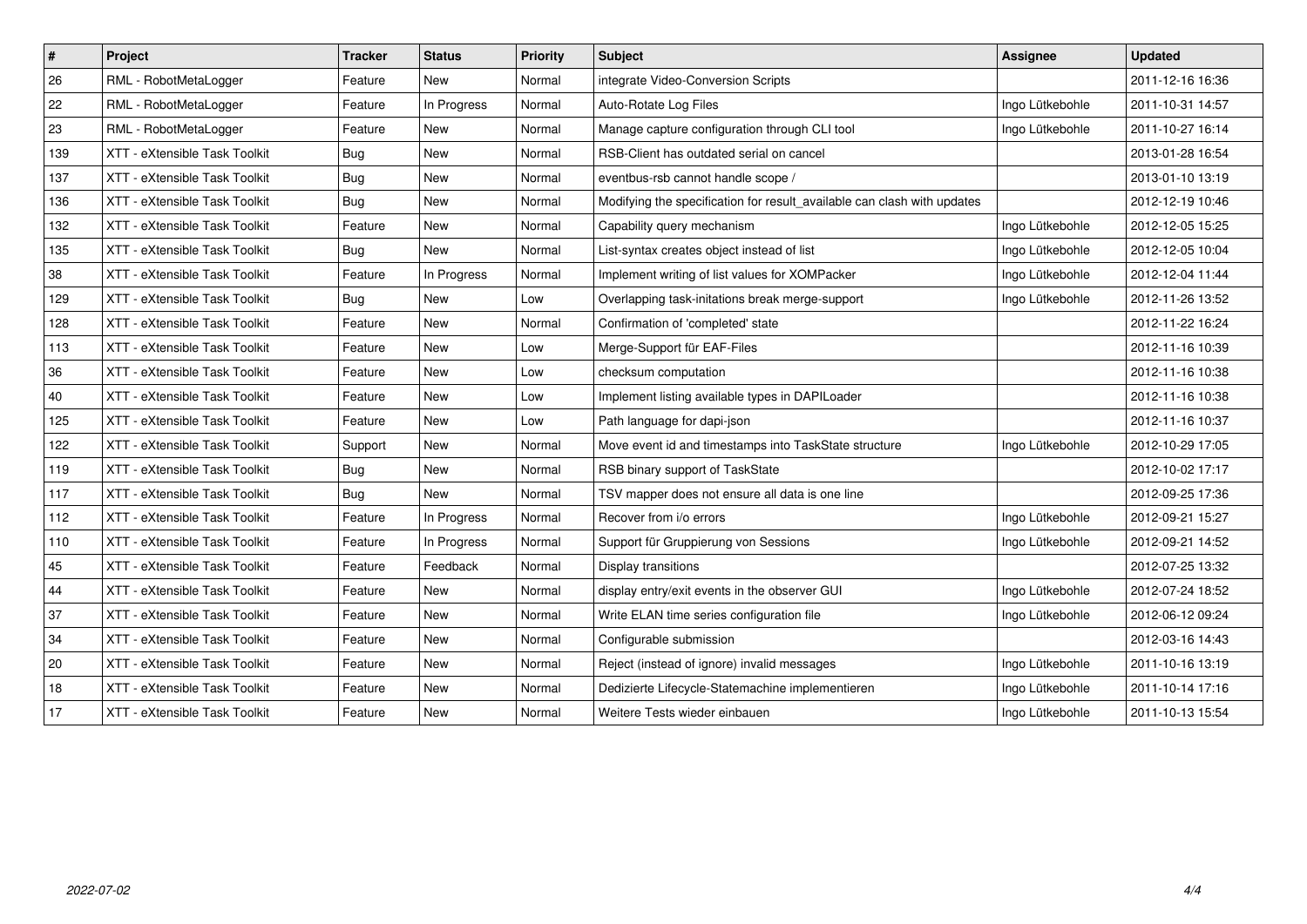| # | Project | Tracker | Status | Priority | Subject | Assignee | Updated |
|---|---|---|---|---|---|---|---|
| 26 | RML - RobotMetaLogger | Feature | New | Normal | integrate Video-Conversion Scripts | | 2011-12-16 16:36 |
| 22 | RML - RobotMetaLogger | Feature | In Progress | Normal | Auto-Rotate Log Files | Ingo Lütkebohle | 2011-10-31 14:57 |
| 23 | RML - RobotMetaLogger | Feature | New | Normal | Manage capture configuration through CLI tool | Ingo Lütkebohle | 2011-10-27 16:14 |
| 139 | XTT - eXtensible Task Toolkit | Bug | New | Normal | RSB-Client has outdated serial on cancel | | 2013-01-28 16:54 |
| 137 | XTT - eXtensible Task Toolkit | Bug | New | Normal | eventbus-rsb cannot handle scope / | | 2013-01-10 13:19 |
| 136 | XTT - eXtensible Task Toolkit | Bug | New | Normal | Modifying the specification for result_available can clash with updates | | 2012-12-19 10:46 |
| 132 | XTT - eXtensible Task Toolkit | Feature | New | Normal | Capability query mechanism | Ingo Lütkebohle | 2012-12-05 15:25 |
| 135 | XTT - eXtensible Task Toolkit | Bug | New | Normal | List-syntax creates object instead of list | Ingo Lütkebohle | 2012-12-05 10:04 |
| 38 | XTT - eXtensible Task Toolkit | Feature | In Progress | Normal | Implement writing of list values for XOMPacker | Ingo Lütkebohle | 2012-12-04 11:44 |
| 129 | XTT - eXtensible Task Toolkit | Bug | New | Low | Overlapping task-initations break merge-support | Ingo Lütkebohle | 2012-11-26 13:52 |
| 128 | XTT - eXtensible Task Toolkit | Feature | New | Normal | Confirmation of 'completed' state | | 2012-11-22 16:24 |
| 113 | XTT - eXtensible Task Toolkit | Feature | New | Low | Merge-Support für EAF-Files | | 2012-11-16 10:39 |
| 36 | XTT - eXtensible Task Toolkit | Feature | New | Low | checksum computation | | 2012-11-16 10:38 |
| 40 | XTT - eXtensible Task Toolkit | Feature | New | Low | Implement listing available types in DAPILoader | | 2012-11-16 10:38 |
| 125 | XTT - eXtensible Task Toolkit | Feature | New | Low | Path language for dapi-json | | 2012-11-16 10:37 |
| 122 | XTT - eXtensible Task Toolkit | Support | New | Normal | Move event id and timestamps into TaskState structure | Ingo Lütkebohle | 2012-10-29 17:05 |
| 119 | XTT - eXtensible Task Toolkit | Bug | New | Normal | RSB binary support of TaskState | | 2012-10-02 17:17 |
| 117 | XTT - eXtensible Task Toolkit | Bug | New | Normal | TSV mapper does not ensure all data is one line | | 2012-09-25 17:36 |
| 112 | XTT - eXtensible Task Toolkit | Feature | In Progress | Normal | Recover from i/o errors | Ingo Lütkebohle | 2012-09-21 15:27 |
| 110 | XTT - eXtensible Task Toolkit | Feature | In Progress | Normal | Support für Gruppierung von Sessions | Ingo Lütkebohle | 2012-09-21 14:52 |
| 45 | XTT - eXtensible Task Toolkit | Feature | Feedback | Normal | Display transitions | | 2012-07-25 13:32 |
| 44 | XTT - eXtensible Task Toolkit | Feature | New | Normal | display entry/exit events in the observer GUI | Ingo Lütkebohle | 2012-07-24 18:52 |
| 37 | XTT - eXtensible Task Toolkit | Feature | New | Normal | Write ELAN time series configuration file | Ingo Lütkebohle | 2012-06-12 09:24 |
| 34 | XTT - eXtensible Task Toolkit | Feature | New | Normal | Configurable submission | | 2012-03-16 14:43 |
| 20 | XTT - eXtensible Task Toolkit | Feature | New | Normal | Reject (instead of ignore) invalid messages | Ingo Lütkebohle | 2011-10-16 13:19 |
| 18 | XTT - eXtensible Task Toolkit | Feature | New | Normal | Dedizierte Lifecycle-Statemachine implementieren | Ingo Lütkebohle | 2011-10-14 17:16 |
| 17 | XTT - eXtensible Task Toolkit | Feature | New | Normal | Weitere Tests wieder einbauen | Ingo Lütkebohle | 2011-10-13 15:54 |